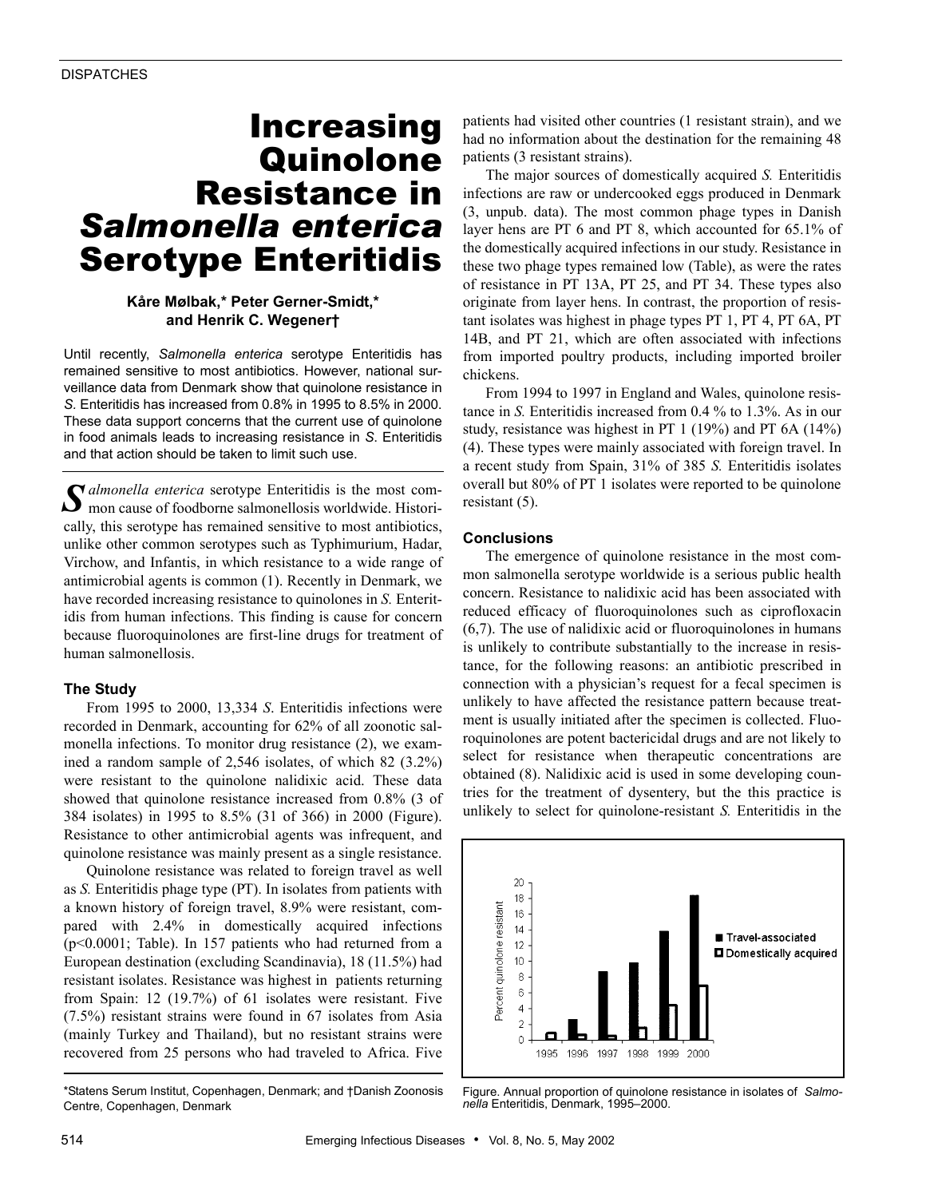DISPATCHES

# Increasing Quinolone Resistance in *Salmonella enterica* Serotype Enteritidis

**Kåre Mølbak,\* Peter Gerner-Smidt,\* and Henrik C. Wegener†**

Until recently, *Salmonella enterica* serotype Enteritidis has remained sensitive to most antibiotics. However, national surveillance data from Denmark show that quinolone resistance in *S.* Enteritidis has increased from 0.8% in 1995 to 8.5% in 2000. These data support concerns that the current use of quinolone in food animals leads to increasing resistance in *S.* Enteritidis and that action should be taken to limit such use.

*Salmonella enterica* serotype Enteritidis is the most common cause of foodborne salmonellosis worldwide. Historically, this serotype has remained sensitive to most antibiotics, unlike other common serotypes such as Typhimurium, Hadar, Virchow, and Infantis, in which resistance to a wide range of antimicrobial agents is common (1). Recently in Denmark, we have recorded increasing resistance to quinolones in *S.* Enteritidis from human infections. This finding is cause for concern because fluoroquinolones are first-line drugs for treatment of human salmonellosis.

## The Study

From 1995 to 2000, 13,334 *S.* Enteritidis infections were recorded in Denmark, accounting for 62% of all zoonotic salmonella infections. To monitor drug resistance (2), we examined a random sample of 2,546 isolates, of which 82 (3.2%) were resistant to the quinolone nalidixic acid. These data showed that quinolone resistance increased from 0.8% (3 of 384 isolates) in 1995 to 8.5% (31 of 366) in 2000 (Figure). Resistance to other antimicrobial agents was infrequent, and quinolone resistance was mainly present as a single resistance.

Quinolone resistance was related to foreign travel as well as *S.* Enteritidis phage type (PT). In isolates from patients with a known history of foreign travel, 8.9% were resistant, compared with 2.4% in domestically acquired infections ($p<0.0001$; Table). In 157 patients who had returned from a European destination (excluding Scandinavia), 18 (11.5%) had resistant isolates. Resistance was highest in patients returning from Spain: 12 (19.7%) of 61 isolates were resistant. Five (7.5%) resistant strains were found in 67 isolates from Asia (mainly Turkey and Thailand), but no resistant strains were recovered from 25 persons who had traveled to Africa. Five patients had visited other countries (1 resistant strain), and we had no information about the destination for the remaining 48 patients (3 resistant strains).

The major sources of domestically acquired *S.* Enteritidis infections are raw or undercooked eggs produced in Denmark (3, unpub. data). The most common phage types in Danish layer hens are PT 6 and PT 8, which accounted for 65.1% of the domestically acquired infections in our study. Resistance in these two phage types remained low (Table), as were the rates of resistance in PT 13A, PT 25, and PT 34. These types also originate from layer hens. In contrast, the proportion of resistant isolates was highest in phage types PT 1, PT 4, PT 6A, PT 14B, and PT 21, which are often associated with infections from imported poultry products, including imported broiler chickens.

From 1994 to 1997 in England and Wales, quinolone resistance in *S.* Enteritidis increased from 0.4 % to 1.3%. As in our study, resistance was highest in PT 1 (19%) and PT 6A (14%) (4). These types were mainly associated with foreign travel. In a recent study from Spain, 31% of 385 *S.* Enteritidis isolates overall but 80% of PT 1 isolates were reported to be quinolone resistant (5).

## Conclusions

The emergence of quinolone resistance in the most common salmonella serotype worldwide is a serious public health concern. Resistance to nalidixic acid has been associated with reduced efficacy of fluoroquinolones such as ciprofloxacin (6,7). The use of nalidixic acid or fluoroquinolones in humans is unlikely to contribute substantially to the increase in resistance, for the following reasons: an antibiotic prescribed in connection with a physician's request for a fecal specimen is unlikely to have affected the resistance pattern because treatment is usually initiated after the specimen is collected. Fluoroquinolones are potent bactericidal drugs and are not likely to select for resistance when therapeutic concentrations are obtained (8). Nalidixic acid is used in some developing countries for the treatment of dysentery, but the this practice is unlikely to select for quinolone-resistant *S.* Enteritidis in the

Figure. Annual proportion of quinolone resistance in isolates of *Salmonella* Enteritidis, Denmark, 1995–2000.

\*Statens Serum Institut, Copenhagen, Denmark; and †Danish Zoonosis Centre, Copenhagen, Denmark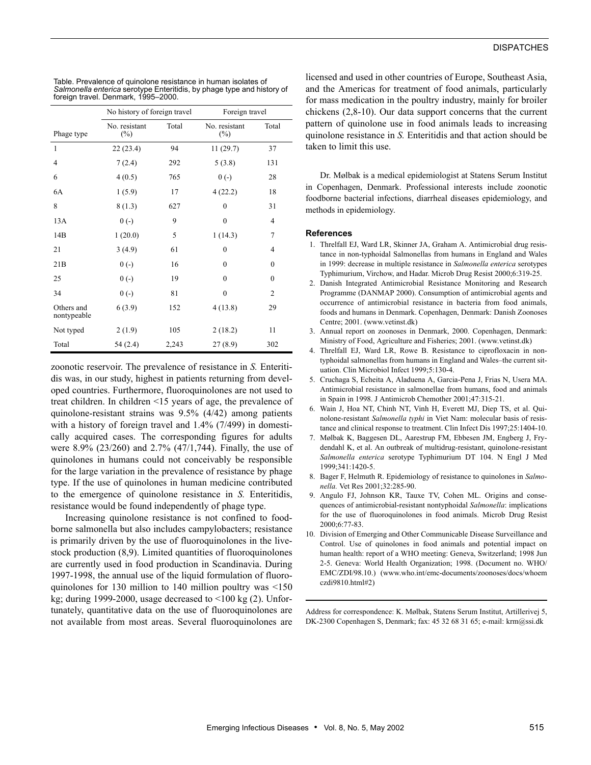Table. Prevalence of quinolone resistance in human isolates of *Salmonella enterica* serotype Enteritidis, by phage type and history of foreign travel. Denmark, 1995–2000.

| Phage type | No history of foreign travel | | Foreign travel | |
|---|---|---|---|---|
| | No. resistant (%) | Total | No. resistant (%) | Total |
| 1 | 22 (23.4) | 94 | 11 (29.7) | 37 |
| 4 | 7 (2.4) | 292 | 5 (3.8) | 131 |
| 6 | 4 (0.5) | 765 | 0 (-) | 28 |
| 6A | 1 (5.9) | 17 | 4 (22.2) | 18 |
| 8 | 8 (1.3) | 627 | 0 | 31 |
| 13A | 0 (-) | 9 | 0 | 4 |
| 14B | 1 (20.0) | 5 | 1 (14.3) | 7 |
| 21 | 3 (4.9) | 61 | 0 | 4 |
| 21B | 0 (-) | 16 | 0 | 0 |
| 25 | 0 (-) | 19 | 0 | 0 |
| 34 | 0 (-) | 81 | 0 | 2 |
| Others and nontypeable | 6 (3.9) | 152 | 4 (13.8) | 29 |
| Not typed | 2 (1.9) | 105 | 2 (18.2) | 11 |
| Total | 54 (2.4) | 2,243 | 27 (8.9) | 302 |

zoonotic reservoir. The prevalence of resistance in *S.* Enteritidis was, in our study, highest in patients returning from developed countries. Furthermore, fluoroquinolones are not used to treat children. In children <15 years of age, the prevalence of quinolone-resistant strains was 9.5% (4/42) among patients with a history of foreign travel and 1.4% (7/499) in domestically acquired cases. The corresponding figures for adults were 8.9% (23/260) and 2.7% (47/1,744). Finally, the use of quinolones in humans could not conceivably be responsible for the large variation in the prevalence of resistance by phage type. If the use of quinolones in human medicine contributed to the emergence of quinolone resistance in *S.* Enteritidis, resistance would be found independently of phage type.

Increasing quinolone resistance is not confined to foodborne salmonella but also includes campylobacters; resistance is primarily driven by the use of fluoroquinolones in the livestock production (8,9). Limited quantities of fluoroquinolones are currently used in food production in Scandinavia. During 1997-1998, the annual use of the liquid formulation of fluoroquinolones for 130 million to 140 million poultry was <150 kg; during 1999-2000, usage decreased to <100 kg (2). Unfortunately, quantitative data on the use of fluoroquinolones are not available from most areas. Several fluoroquinolones are licensed and used in other countries of Europe, Southeast Asia, and the Americas for treatment of food animals, particularly for mass medication in the poultry industry, mainly for broiler chickens (2,8-10). Our data support concerns that the current pattern of quinolone use in food animals leads to increasing quinolone resistance in *S.* Enteritidis and that action should be taken to limit this use.

Dr. Mølbak is a medical epidemiologist at Statens Serum Institut in Copenhagen, Denmark. Professional interests include zoonotic foodborne bacterial infections, diarrheal diseases epidemiology, and methods in epidemiology.

### References

1. Threlfall EJ, Ward LR, Skinner JA, Graham A. Antimicrobial drug resistance in non-typhoidal Salmonellas from humans in England and Wales in 1999: decrease in multiple resistance in *Salmonella enterica* serotypes Typhimurium, Virchow, and Hadar. Microb Drug Resist 2000;6:319-25.
2. Danish Integrated Antimicrobial Resistance Monitoring and Research Programme (DANMAP 2000). Consumption of antimicrobial agents and occurrence of antimicrobial resistance in bacteria from food animals, foods and humans in Denmark. Copenhagen, Denmark: Danish Zoonoses Centre; 2001. (www.vetinst.dk)
3. Annual report on zoonoses in Denmark, 2000. Copenhagen, Denmark: Ministry of Food, Agriculture and Fisheries; 2001. (www.vetinst.dk)
4. Threlfall EJ, Ward LR, Rowe B. Resistance to ciprofloxacin in non-typhoidal salmonellas from humans in England and Wales–the current situation. Clin Microbiol Infect 1999;5:130-4.
5. Cruchaga S, Echeita A, Aladuena A, Garcia-Pena J, Frias N, Usera MA. Antimicrobial resistance in salmonellae from humans, food and animals in Spain in 1998. J Antimicrob Chemother 2001;47:315-21.
6. Wain J, Hoa NT, Chinh NT, Vinh H, Everett MJ, Diep TS, et al. Quinolone-resistant *Salmonella typhi* in Viet Nam: molecular basis of resistance and clinical response to treatment. Clin Infect Dis 1997;25:1404-10.
7. Mølbak K, Baggesen DL, Aarestrup FM, Ebbesen JM, Engberg J, Frydendahl K, et al. An outbreak of multidrug-resistant, quinolone-resistant *Salmonella enterica* serotype Typhimurium DT 104. N Engl J Med 1999;341:1420-5.
8. Bager F, Helmuth R. Epidemiology of resistance to quinolones in *Salmonella.* Vet Res 2001;32:285-90.
9. Angulo FJ, Johnson KR, Tauxe TV, Cohen ML. Origins and consequences of antimicrobial-resistant nontyphoidal *Salmonella*: implications for the use of fluoroquinolones in food animals. Microb Drug Resist 2000;6:77-83.
10. Division of Emerging and Other Communicable Disease Surveillance and Control. Use of quinolones in food animals and potential impact on human health: report of a WHO meeting: Geneva, Switzerland; 1998 Jun 2-5. Geneva: World Health Organization; 1998. (Document no. WHO/EMC/ZDI/98.10.) (www.who.int/emc-documents/zoonoses/docs/whoemczdi9810.html#2)

Address for correspondence: K. Mølbak, Statens Serum Institut, Artillerivej 5, DK-2300 Copenhagen S, Denmark; fax: 45 32 68 31 65; e-mail: krm@ssi.dk